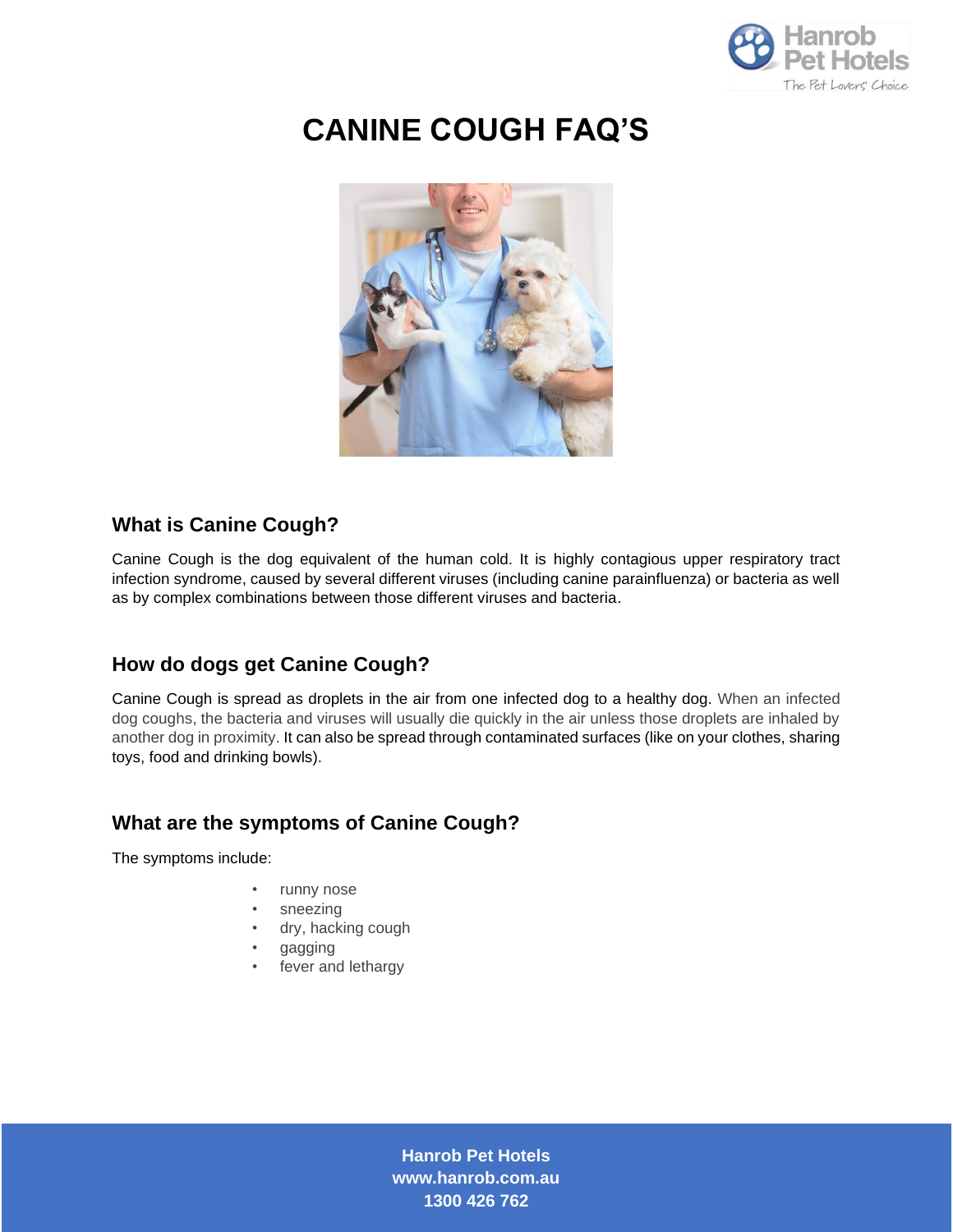# CANINE COUGH FAQ'S

## What is Canine Cough?

Canine Cough is the dog equivalent of the human cold. It is highly contagious upper respiratory tract infection syndrome, caused by several different viruses (including canine parainfluenza) or bacteria as well as by complex combinations between those different viruses and bacteria.

## How do dogs get Canine Cough?

Canine Cough is spread as droplets in the air from one infected dog to a healthy dog. When an infected dog coughs, the bacteria and viruses will usually die quickly in the air unless those droplets are inhaled by another dog in proximity. It can also be spread through contaminated surfaces (like on your clothes, sharing toys, food and drinking bowls).

## What are the symptoms of Canine Cough?

The symptoms include:

- runny nose
- sneezing
- dry, hacking cough
- gagging
- fever and lethargy

**Hanrob Pet Hotels**
**www.hanrob.com.au**
**1300 426 762**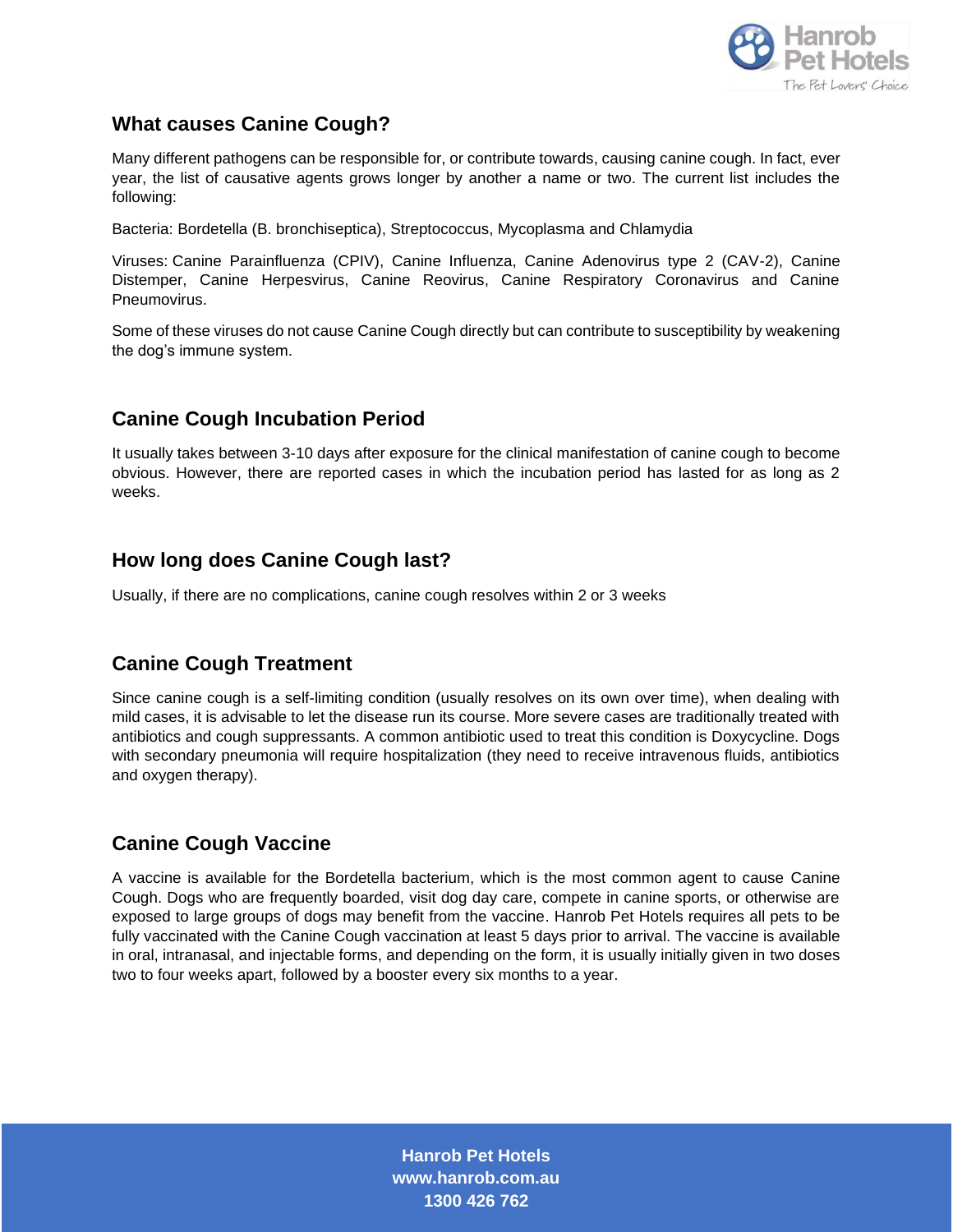## What causes Canine Cough?

Many different pathogens can be responsible for, or contribute towards, causing canine cough. In fact, ever year, the list of causative agents grows longer by another a name or two. The current list includes the following:

Bacteria: Bordetella (B. bronchiseptica), Streptococcus, Mycoplasma and Chlamydia

Viruses: Canine Parainfluenza (CPIV), Canine Influenza, Canine Adenovirus type 2 (CAV-2), Canine Distemper, Canine Herpesvirus, Canine Reovirus, Canine Respiratory Coronavirus and Canine Pneumovirus.

Some of these viruses do not cause Canine Cough directly but can contribute to susceptibility by weakening the dog's immune system.

## Canine Cough Incubation Period

It usually takes between 3-10 days after exposure for the clinical manifestation of canine cough to become obvious. However, there are reported cases in which the incubation period has lasted for as long as 2 weeks.

## How long does Canine Cough last?

Usually, if there are no complications, canine cough resolves within 2 or 3 weeks

## Canine Cough Treatment

Since canine cough is a self-limiting condition (usually resolves on its own over time), when dealing with mild cases, it is advisable to let the disease run its course. More severe cases are traditionally treated with antibiotics and cough suppressants. A common antibiotic used to treat this condition is Doxycycline. Dogs with secondary pneumonia will require hospitalization (they need to receive intravenous fluids, antibiotics and oxygen therapy).

## Canine Cough Vaccine

A vaccine is available for the Bordetella bacterium, which is the most common agent to cause Canine Cough. Dogs who are frequently boarded, visit dog day care, compete in canine sports, or otherwise are exposed to large groups of dogs may benefit from the vaccine. Hanrob Pet Hotels requires all pets to be fully vaccinated with the Canine Cough vaccination at least 5 days prior to arrival. The vaccine is available in oral, intranasal, and injectable forms, and depending on the form, it is usually initially given in two doses two to four weeks apart, followed by a booster every six months to a year.